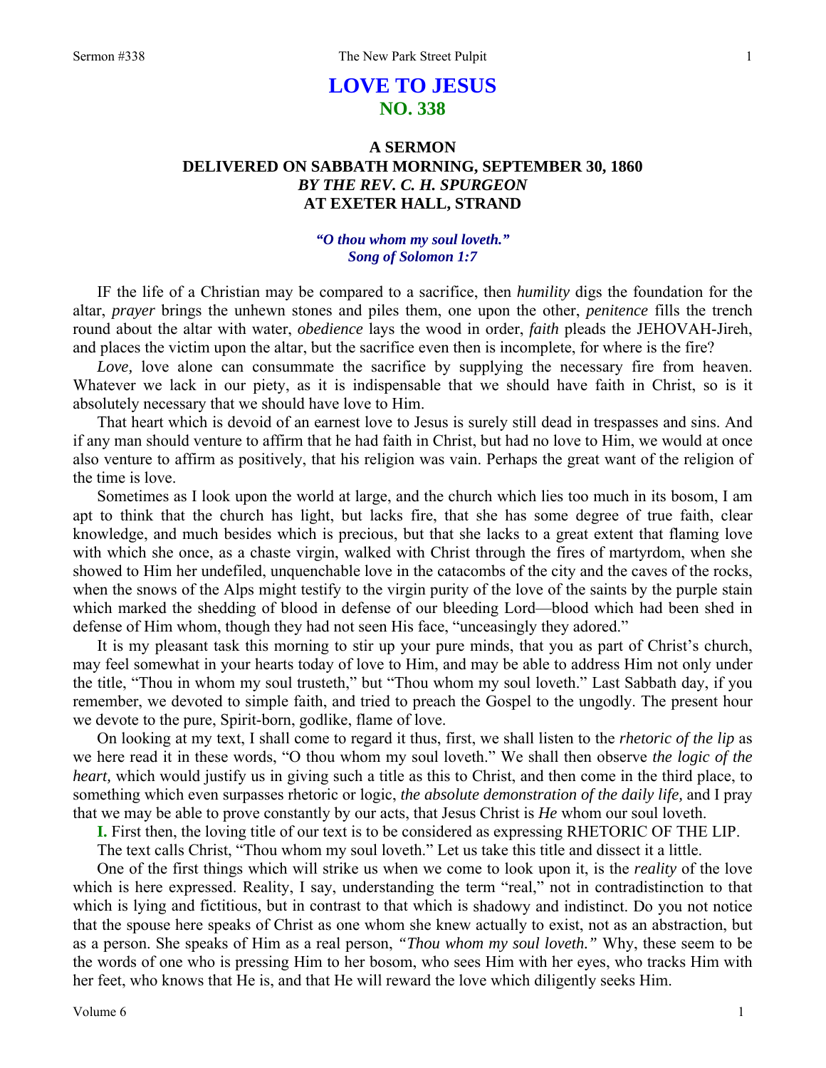# LOVE TO JESUS
## NO. 338

### A SERMON
### DELIVERED ON SABBATH MORNING, SEPTEMBER 30, 1860
### *BY THE REV. C. H. SPURGEON*
### AT EXETER HALL, STRAND

***"O thou whom my soul loveth."***
***Song of Solomon 1:7***

IF the life of a Christian may be compared to a sacrifice, then *humility* digs the foundation for the altar, *prayer* brings the unhewn stones and piles them, one upon the other, *penitence* fills the trench round about the altar with water, *obedience* lays the wood in order, *faith* pleads the JEHOVAH-Jireh, and places the victim upon the altar, but the sacrifice even then is incomplete, for where is the fire?

*Love,* love alone can consummate the sacrifice by supplying the necessary fire from heaven. Whatever we lack in our piety, as it is indispensable that we should have faith in Christ, so is it absolutely necessary that we should have love to Him.

That heart which is devoid of an earnest love to Jesus is surely still dead in trespasses and sins. And if any man should venture to affirm that he had faith in Christ, but had no love to Him, we would at once also venture to affirm as positively, that his religion was vain. Perhaps the great want of the religion of the time is love.

Sometimes as I look upon the world at large, and the church which lies too much in its bosom, I am apt to think that the church has light, but lacks fire, that she has some degree of true faith, clear knowledge, and much besides which is precious, but that she lacks to a great extent that flaming love with which she once, as a chaste virgin, walked with Christ through the fires of martyrdom, when she showed to Him her undefiled, unquenchable love in the catacombs of the city and the caves of the rocks, when the snows of the Alps might testify to the virgin purity of the love of the saints by the purple stain which marked the shedding of blood in defense of our bleeding Lord—blood which had been shed in defense of Him whom, though they had not seen His face, "unceasingly they adored."

It is my pleasant task this morning to stir up your pure minds, that you as part of Christ's church, may feel somewhat in your hearts today of love to Him, and may be able to address Him not only under the title, "Thou in whom my soul trusteth," but "Thou whom my soul loveth." Last Sabbath day, if you remember, we devoted to simple faith, and tried to preach the Gospel to the ungodly. The present hour we devote to the pure, Spirit-born, godlike, flame of love.

On looking at my text, I shall come to regard it thus, first, we shall listen to the *rhetoric of the lip* as we here read it in these words, "O thou whom my soul loveth." We shall then observe *the logic of the heart,* which would justify us in giving such a title as this to Christ, and then come in the third place, to something which even surpasses rhetoric or logic, *the absolute demonstration of the daily life,* and I pray that we may be able to prove constantly by our acts, that Jesus Christ is *He* whom our soul loveth.

**I.** First then, the loving title of our text is to be considered as expressing RHETORIC OF THE LIP.

The text calls Christ, "Thou whom my soul loveth." Let us take this title and dissect it a little.

One of the first things which will strike us when we come to look upon it, is the *reality* of the love which is here expressed. Reality, I say, understanding the term "real," not in contradistinction to that which is lying and fictitious, but in contrast to that which is shadowy and indistinct. Do you not notice that the spouse here speaks of Christ as one whom she knew actually to exist, not as an abstraction, but as a person. She speaks of Him as a real person, *"Thou whom my soul loveth."* Why, these seem to be the words of one who is pressing Him to her bosom, who sees Him with her eyes, who tracks Him with her feet, who knows that He is, and that He will reward the love which diligently seeks Him.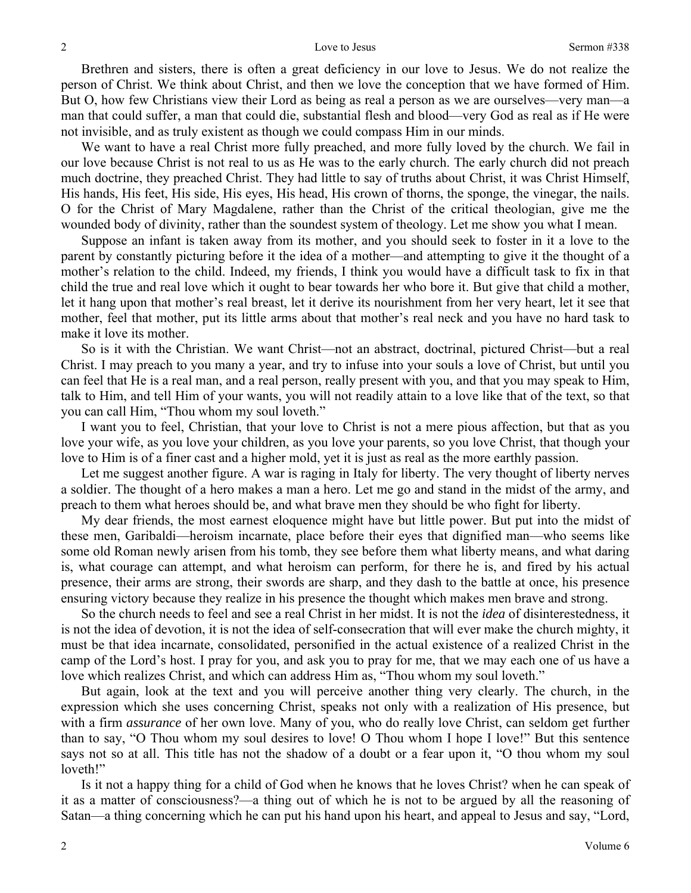Brethren and sisters, there is often a great deficiency in our love to Jesus. We do not realize the person of Christ. We think about Christ, and then we love the conception that we have formed of Him. But O, how few Christians view their Lord as being as real a person as we are ourselves—very man—a man that could suffer, a man that could die, substantial flesh and blood—very God as real as if He were not invisible, and as truly existent as though we could compass Him in our minds.

We want to have a real Christ more fully preached, and more fully loved by the church. We fail in our love because Christ is not real to us as He was to the early church. The early church did not preach much doctrine, they preached Christ. They had little to say of truths about Christ, it was Christ Himself, His hands, His feet, His side, His eyes, His head, His crown of thorns, the sponge, the vinegar, the nails. O for the Christ of Mary Magdalene, rather than the Christ of the critical theologian, give me the wounded body of divinity, rather than the soundest system of theology. Let me show you what I mean.

Suppose an infant is taken away from its mother, and you should seek to foster in it a love to the parent by constantly picturing before it the idea of a mother—and attempting to give it the thought of a mother's relation to the child. Indeed, my friends, I think you would have a difficult task to fix in that child the true and real love which it ought to bear towards her who bore it. But give that child a mother, let it hang upon that mother's real breast, let it derive its nourishment from her very heart, let it see that mother, feel that mother, put its little arms about that mother's real neck and you have no hard task to make it love its mother.

So is it with the Christian. We want Christ—not an abstract, doctrinal, pictured Christ—but a real Christ. I may preach to you many a year, and try to infuse into your souls a love of Christ, but until you can feel that He is a real man, and a real person, really present with you, and that you may speak to Him, talk to Him, and tell Him of your wants, you will not readily attain to a love like that of the text, so that you can call Him, "Thou whom my soul loveth."

I want you to feel, Christian, that your love to Christ is not a mere pious affection, but that as you love your wife, as you love your children, as you love your parents, so you love Christ, that though your love to Him is of a finer cast and a higher mold, yet it is just as real as the more earthly passion.

Let me suggest another figure. A war is raging in Italy for liberty. The very thought of liberty nerves a soldier. The thought of a hero makes a man a hero. Let me go and stand in the midst of the army, and preach to them what heroes should be, and what brave men they should be who fight for liberty.

My dear friends, the most earnest eloquence might have but little power. But put into the midst of these men, Garibaldi—heroism incarnate, place before their eyes that dignified man—who seems like some old Roman newly arisen from his tomb, they see before them what liberty means, and what daring is, what courage can attempt, and what heroism can perform, for there he is, and fired by his actual presence, their arms are strong, their swords are sharp, and they dash to the battle at once, his presence ensuring victory because they realize in his presence the thought which makes men brave and strong.

So the church needs to feel and see a real Christ in her midst. It is not the *idea* of disinterestedness, it is not the idea of devotion, it is not the idea of self-consecration that will ever make the church mighty, it must be that idea incarnate, consolidated, personified in the actual existence of a realized Christ in the camp of the Lord's host. I pray for you, and ask you to pray for me, that we may each one of us have a love which realizes Christ, and which can address Him as, "Thou whom my soul loveth."

But again, look at the text and you will perceive another thing very clearly. The church, in the expression which she uses concerning Christ, speaks not only with a realization of His presence, but with a firm *assurance* of her own love. Many of you, who do really love Christ, can seldom get further than to say, "O Thou whom my soul desires to love! O Thou whom I hope I love!" But this sentence says not so at all. This title has not the shadow of a doubt or a fear upon it, "O thou whom my soul loveth!"

Is it not a happy thing for a child of God when he knows that he loves Christ? when he can speak of it as a matter of consciousness?—a thing out of which he is not to be argued by all the reasoning of Satan—a thing concerning which he can put his hand upon his heart, and appeal to Jesus and say, "Lord,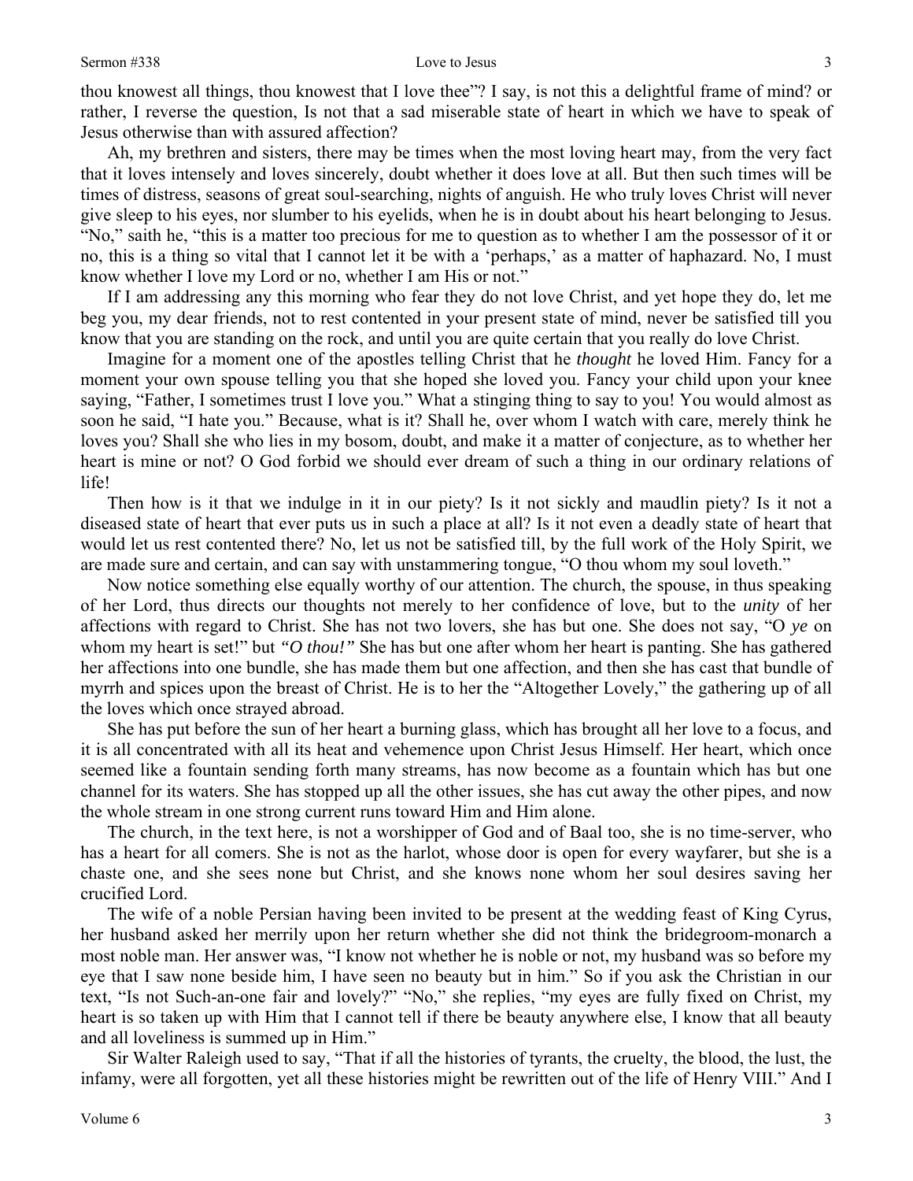thou knowest all things, thou knowest that I love thee"? I say, is not this a delightful frame of mind? or rather, I reverse the question, Is not that a sad miserable state of heart in which we have to speak of Jesus otherwise than with assured affection?

Ah, my brethren and sisters, there may be times when the most loving heart may, from the very fact that it loves intensely and loves sincerely, doubt whether it does love at all. But then such times will be times of distress, seasons of great soul-searching, nights of anguish. He who truly loves Christ will never give sleep to his eyes, nor slumber to his eyelids, when he is in doubt about his heart belonging to Jesus. "No," saith he, "this is a matter too precious for me to question as to whether I am the possessor of it or no, this is a thing so vital that I cannot let it be with a 'perhaps,' as a matter of haphazard. No, I must know whether I love my Lord or no, whether I am His or not."

If I am addressing any this morning who fear they do not love Christ, and yet hope they do, let me beg you, my dear friends, not to rest contented in your present state of mind, never be satisfied till you know that you are standing on the rock, and until you are quite certain that you really do love Christ.

Imagine for a moment one of the apostles telling Christ that he *thought* he loved Him. Fancy for a moment your own spouse telling you that she hoped she loved you. Fancy your child upon your knee saying, "Father, I sometimes trust I love you." What a stinging thing to say to you! You would almost as soon he said, "I hate you." Because, what is it? Shall he, over whom I watch with care, merely think he loves you? Shall she who lies in my bosom, doubt, and make it a matter of conjecture, as to whether her heart is mine or not? O God forbid we should ever dream of such a thing in our ordinary relations of life!

Then how is it that we indulge in it in our piety? Is it not sickly and maudlin piety? Is it not a diseased state of heart that ever puts us in such a place at all? Is it not even a deadly state of heart that would let us rest contented there? No, let us not be satisfied till, by the full work of the Holy Spirit, we are made sure and certain, and can say with unstammering tongue, "O thou whom my soul loveth."

Now notice something else equally worthy of our attention. The church, the spouse, in thus speaking of her Lord, thus directs our thoughts not merely to her confidence of love, but to the *unity* of her affections with regard to Christ. She has not two lovers, she has but one. She does not say, "O *ye* on whom my heart is set!" but *"O thou!"* She has but one after whom her heart is panting. She has gathered her affections into one bundle, she has made them but one affection, and then she has cast that bundle of myrrh and spices upon the breast of Christ. He is to her the "Altogether Lovely," the gathering up of all the loves which once strayed abroad.

She has put before the sun of her heart a burning glass, which has brought all her love to a focus, and it is all concentrated with all its heat and vehemence upon Christ Jesus Himself. Her heart, which once seemed like a fountain sending forth many streams, has now become as a fountain which has but one channel for its waters. She has stopped up all the other issues, she has cut away the other pipes, and now the whole stream in one strong current runs toward Him and Him alone.

The church, in the text here, is not a worshipper of God and of Baal too, she is no time-server, who has a heart for all comers. She is not as the harlot, whose door is open for every wayfarer, but she is a chaste one, and she sees none but Christ, and she knows none whom her soul desires saving her crucified Lord.

The wife of a noble Persian having been invited to be present at the wedding feast of King Cyrus, her husband asked her merrily upon her return whether she did not think the bridegroom-monarch a most noble man. Her answer was, "I know not whether he is noble or not, my husband was so before my eye that I saw none beside him, I have seen no beauty but in him." So if you ask the Christian in our text, "Is not Such-an-one fair and lovely?" "No," she replies, "my eyes are fully fixed on Christ, my heart is so taken up with Him that I cannot tell if there be beauty anywhere else, I know that all beauty and all loveliness is summed up in Him."

Sir Walter Raleigh used to say, "That if all the histories of tyrants, the cruelty, the blood, the lust, the infamy, were all forgotten, yet all these histories might be rewritten out of the life of Henry VIII." And I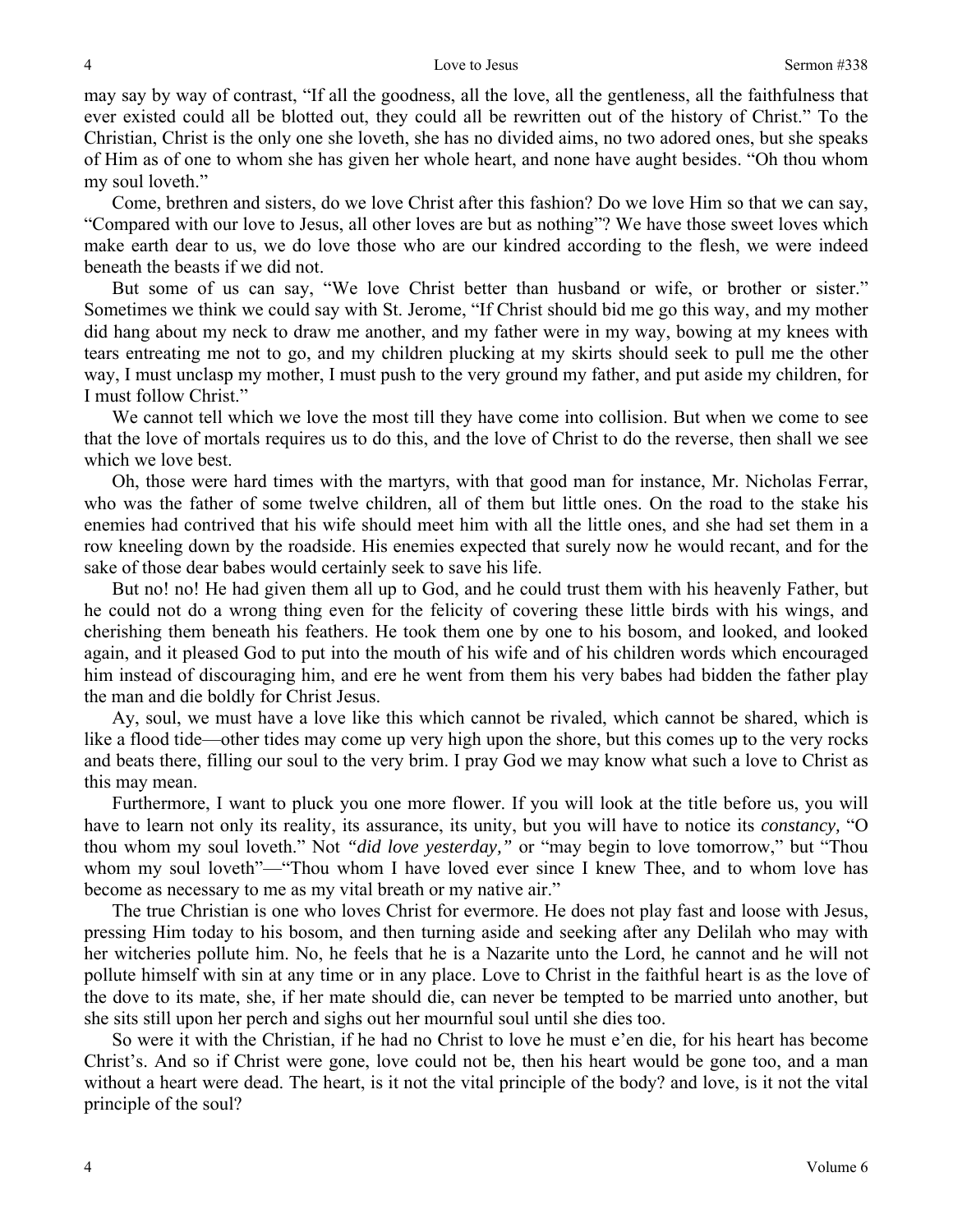may say by way of contrast, "If all the goodness, all the love, all the gentleness, all the faithfulness that ever existed could all be blotted out, they could all be rewritten out of the history of Christ." To the Christian, Christ is the only one she loveth, she has no divided aims, no two adored ones, but she speaks of Him as of one to whom she has given her whole heart, and none have aught besides. "Oh thou whom my soul loveth."

Come, brethren and sisters, do we love Christ after this fashion? Do we love Him so that we can say, "Compared with our love to Jesus, all other loves are but as nothing"? We have those sweet loves which make earth dear to us, we do love those who are our kindred according to the flesh, we were indeed beneath the beasts if we did not.

But some of us can say, "We love Christ better than husband or wife, or brother or sister." Sometimes we think we could say with St. Jerome, "If Christ should bid me go this way, and my mother did hang about my neck to draw me another, and my father were in my way, bowing at my knees with tears entreating me not to go, and my children plucking at my skirts should seek to pull me the other way, I must unclasp my mother, I must push to the very ground my father, and put aside my children, for I must follow Christ."

We cannot tell which we love the most till they have come into collision. But when we come to see that the love of mortals requires us to do this, and the love of Christ to do the reverse, then shall we see which we love best.

Oh, those were hard times with the martyrs, with that good man for instance, Mr. Nicholas Ferrar, who was the father of some twelve children, all of them but little ones. On the road to the stake his enemies had contrived that his wife should meet him with all the little ones, and she had set them in a row kneeling down by the roadside. His enemies expected that surely now he would recant, and for the sake of those dear babes would certainly seek to save his life.

But no! no! He had given them all up to God, and he could trust them with his heavenly Father, but he could not do a wrong thing even for the felicity of covering these little birds with his wings, and cherishing them beneath his feathers. He took them one by one to his bosom, and looked, and looked again, and it pleased God to put into the mouth of his wife and of his children words which encouraged him instead of discouraging him, and ere he went from them his very babes had bidden the father play the man and die boldly for Christ Jesus.

Ay, soul, we must have a love like this which cannot be rivaled, which cannot be shared, which is like a flood tide—other tides may come up very high upon the shore, but this comes up to the very rocks and beats there, filling our soul to the very brim. I pray God we may know what such a love to Christ as this may mean.

Furthermore, I want to pluck you one more flower. If you will look at the title before us, you will have to learn not only its reality, its assurance, its unity, but you will have to notice its *constancy,* "O thou whom my soul loveth." Not *"did love yesterday,"* or "may begin to love tomorrow," but "Thou whom my soul loveth"—"Thou whom I have loved ever since I knew Thee, and to whom love has become as necessary to me as my vital breath or my native air."

The true Christian is one who loves Christ for evermore. He does not play fast and loose with Jesus, pressing Him today to his bosom, and then turning aside and seeking after any Delilah who may with her witcheries pollute him. No, he feels that he is a Nazarite unto the Lord, he cannot and he will not pollute himself with sin at any time or in any place. Love to Christ in the faithful heart is as the love of the dove to its mate, she, if her mate should die, can never be tempted to be married unto another, but she sits still upon her perch and sighs out her mournful soul until she dies too.

So were it with the Christian, if he had no Christ to love he must e'en die, for his heart has become Christ's. And so if Christ were gone, love could not be, then his heart would be gone too, and a man without a heart were dead. The heart, is it not the vital principle of the body? and love, is it not the vital principle of the soul?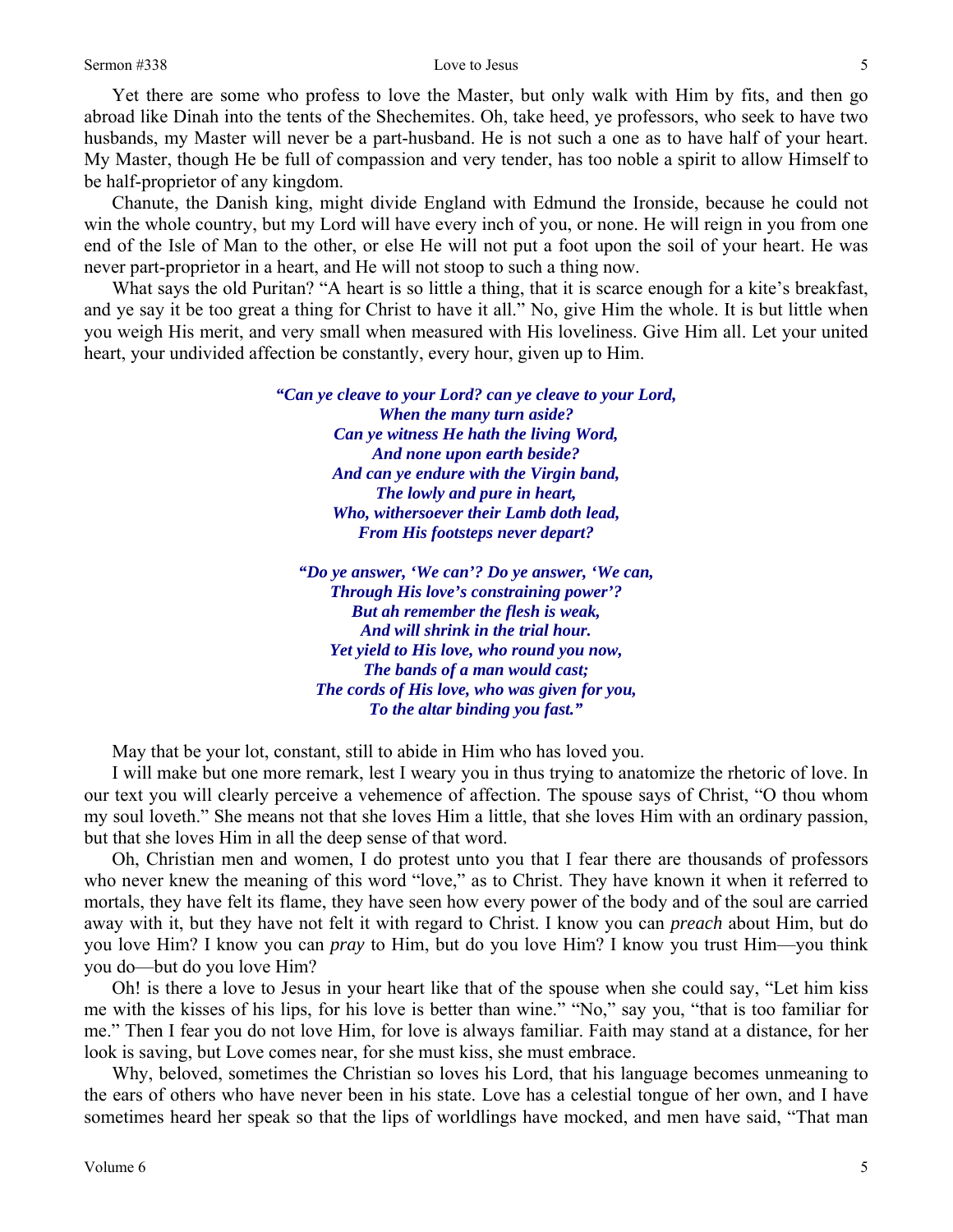Yet there are some who profess to love the Master, but only walk with Him by fits, and then go abroad like Dinah into the tents of the Shechemites. Oh, take heed, ye professors, who seek to have two husbands, my Master will never be a part-husband. He is not such a one as to have half of your heart. My Master, though He be full of compassion and very tender, has too noble a spirit to allow Himself to be half-proprietor of any kingdom.

Chanute, the Danish king, might divide England with Edmund the Ironside, because he could not win the whole country, but my Lord will have every inch of you, or none. He will reign in you from one end of the Isle of Man to the other, or else He will not put a foot upon the soil of your heart. He was never part-proprietor in a heart, and He will not stoop to such a thing now.

What says the old Puritan? "A heart is so little a thing, that it is scarce enough for a kite's breakfast, and ye say it be too great a thing for Christ to have it all." No, give Him the whole. It is but little when you weigh His merit, and very small when measured with His loveliness. Give Him all. Let your united heart, your undivided affection be constantly, every hour, given up to Him.

> ***"Can ye cleave to your Lord? can ye cleave to your Lord,***
> ***When the many turn aside?***
> ***Can ye witness He hath the living Word,***
> ***And none upon earth beside?***
> ***And can ye endure with the Virgin band,***
> ***The lowly and pure in heart,***
> ***Who, withersoever their Lamb doth lead,***
> ***From His footsteps never depart?***
>
> ***"Do ye answer, 'We can'? Do ye answer, 'We can,***
> ***Through His love's constraining power'?***
> ***But ah remember the flesh is weak,***
> ***And will shrink in the trial hour.***
> ***Yet yield to His love, who round you now,***
> ***The bands of a man would cast;***
> ***The cords of His love, who was given for you,***
> ***To the altar binding you fast."***

May that be your lot, constant, still to abide in Him who has loved you.

I will make but one more remark, lest I weary you in thus trying to anatomize the rhetoric of love. In our text you will clearly perceive a vehemence of affection. The spouse says of Christ, "O thou whom my soul loveth." She means not that she loves Him a little, that she loves Him with an ordinary passion, but that she loves Him in all the deep sense of that word.

Oh, Christian men and women, I do protest unto you that I fear there are thousands of professors who never knew the meaning of this word "love," as to Christ. They have known it when it referred to mortals, they have felt its flame, they have seen how every power of the body and of the soul are carried away with it, but they have not felt it with regard to Christ. I know you can *preach* about Him, but do you love Him? I know you can *pray* to Him, but do you love Him? I know you trust Him—you think you do—but do you love Him?

Oh! is there a love to Jesus in your heart like that of the spouse when she could say, "Let him kiss me with the kisses of his lips, for his love is better than wine." "No," say you, "that is too familiar for me." Then I fear you do not love Him, for love is always familiar. Faith may stand at a distance, for her look is saving, but Love comes near, for she must kiss, she must embrace.

Why, beloved, sometimes the Christian so loves his Lord, that his language becomes unmeaning to the ears of others who have never been in his state. Love has a celestial tongue of her own, and I have sometimes heard her speak so that the lips of worldlings have mocked, and men have said, "That man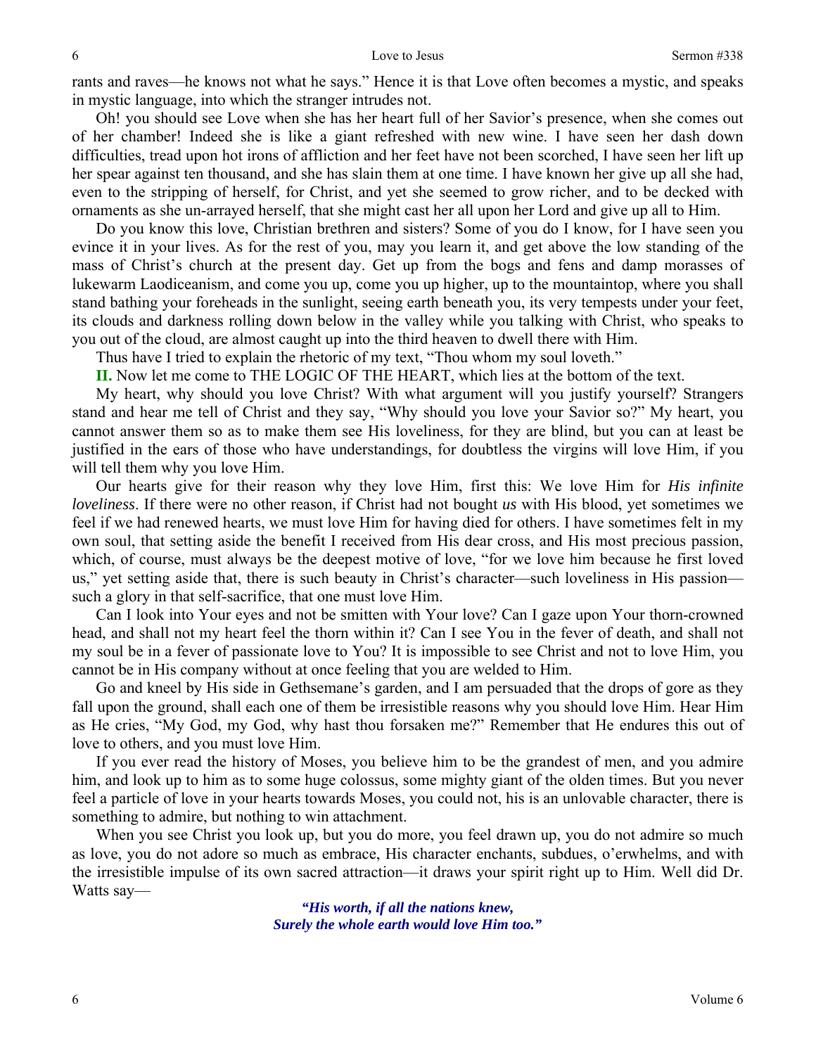rants and raves—he knows not what he says." Hence it is that Love often becomes a mystic, and speaks in mystic language, into which the stranger intrudes not.

Oh! you should see Love when she has her heart full of her Savior's presence, when she comes out of her chamber! Indeed she is like a giant refreshed with new wine. I have seen her dash down difficulties, tread upon hot irons of affliction and her feet have not been scorched, I have seen her lift up her spear against ten thousand, and she has slain them at one time. I have known her give up all she had, even to the stripping of herself, for Christ, and yet she seemed to grow richer, and to be decked with ornaments as she un-arrayed herself, that she might cast her all upon her Lord and give up all to Him.

Do you know this love, Christian brethren and sisters? Some of you do I know, for I have seen you evince it in your lives. As for the rest of you, may you learn it, and get above the low standing of the mass of Christ's church at the present day. Get up from the bogs and fens and damp morasses of lukewarm Laodiceanism, and come you up, come you up higher, up to the mountaintop, where you shall stand bathing your foreheads in the sunlight, seeing earth beneath you, its very tempests under your feet, its clouds and darkness rolling down below in the valley while you talking with Christ, who speaks to you out of the cloud, are almost caught up into the third heaven to dwell there with Him.

Thus have I tried to explain the rhetoric of my text, "Thou whom my soul loveth."

**II.** Now let me come to THE LOGIC OF THE HEART, which lies at the bottom of the text.

My heart, why should you love Christ? With what argument will you justify yourself? Strangers stand and hear me tell of Christ and they say, "Why should you love your Savior so?" My heart, you cannot answer them so as to make them see His loveliness, for they are blind, but you can at least be justified in the ears of those who have understandings, for doubtless the virgins will love Him, if you will tell them why you love Him.

Our hearts give for their reason why they love Him, first this: We love Him for *His infinite loveliness*. If there were no other reason, if Christ had not bought *us* with His blood, yet sometimes we feel if we had renewed hearts, we must love Him for having died for others. I have sometimes felt in my own soul, that setting aside the benefit I received from His dear cross, and His most precious passion, which, of course, must always be the deepest motive of love, "for we love him because he first loved us," yet setting aside that, there is such beauty in Christ's character—such loveliness in His passion—such a glory in that self-sacrifice, that one must love Him.

Can I look into Your eyes and not be smitten with Your love? Can I gaze upon Your thorn-crowned head, and shall not my heart feel the thorn within it? Can I see You in the fever of death, and shall not my soul be in a fever of passionate love to You? It is impossible to see Christ and not to love Him, you cannot be in His company without at once feeling that you are welded to Him.

Go and kneel by His side in Gethsemane's garden, and I am persuaded that the drops of gore as they fall upon the ground, shall each one of them be irresistible reasons why you should love Him. Hear Him as He cries, "My God, my God, why hast thou forsaken me?" Remember that He endures this out of love to others, and you must love Him.

If you ever read the history of Moses, you believe him to be the grandest of men, and you admire him, and look up to him as to some huge colossus, some mighty giant of the olden times. But you never feel a particle of love in your hearts towards Moses, you could not, his is an unlovable character, there is something to admire, but nothing to win attachment.

When you see Christ you look up, but you do more, you feel drawn up, you do not admire so much as love, you do not adore so much as embrace, His character enchants, subdues, o'erwhelms, and with the irresistible impulse of its own sacred attraction—it draws your spirit right up to Him. Well did Dr. Watts say—

> ***"His worth, if all the nations knew,***
> ***Surely the whole earth would love Him too."***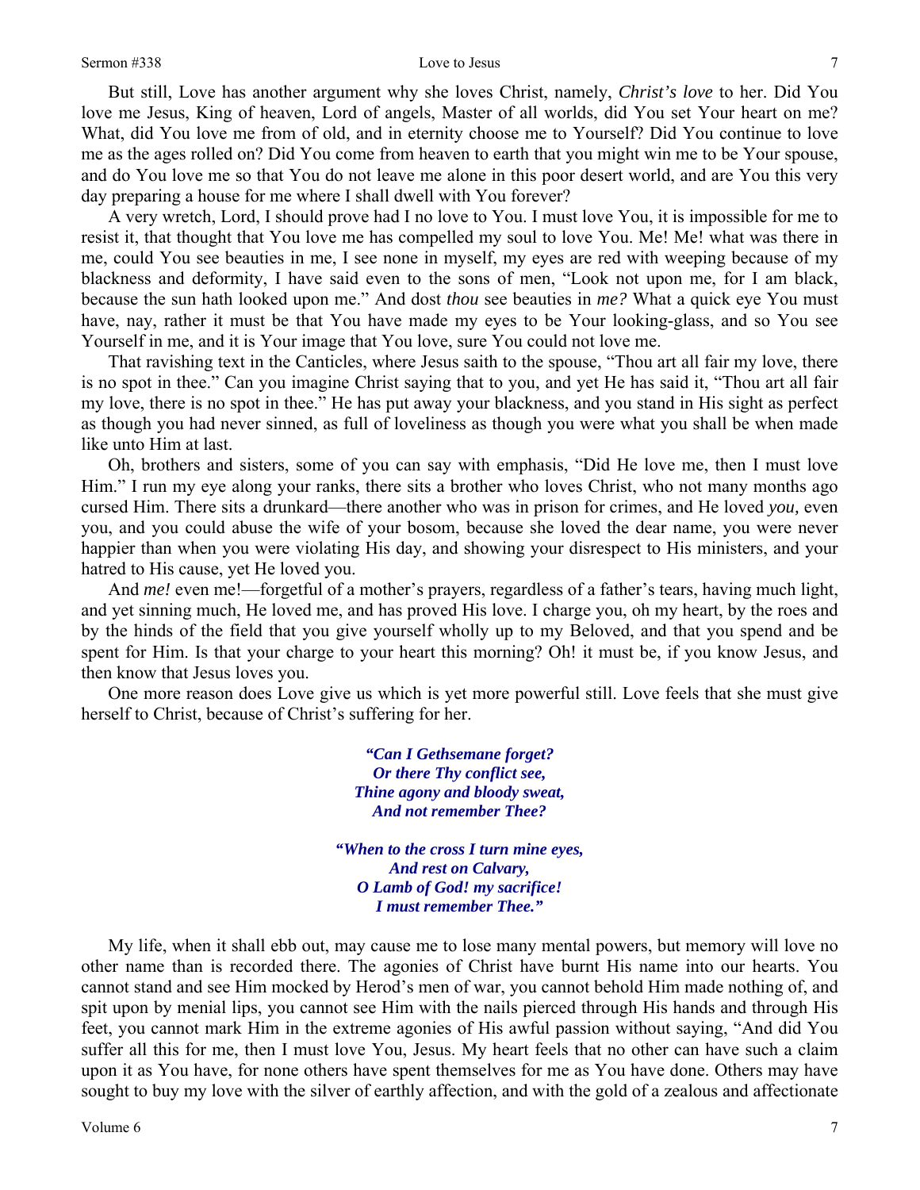But still, Love has another argument why she loves Christ, namely, *Christ's love* to her. Did You love me Jesus, King of heaven, Lord of angels, Master of all worlds, did You set Your heart on me? What, did You love me from of old, and in eternity choose me to Yourself? Did You continue to love me as the ages rolled on? Did You come from heaven to earth that you might win me to be Your spouse, and do You love me so that You do not leave me alone in this poor desert world, and are You this very day preparing a house for me where I shall dwell with You forever?

A very wretch, Lord, I should prove had I no love to You. I must love You, it is impossible for me to resist it, that thought that You love me has compelled my soul to love You. Me! Me! what was there in me, could You see beauties in me, I see none in myself, my eyes are red with weeping because of my blackness and deformity, I have said even to the sons of men, "Look not upon me, for I am black, because the sun hath looked upon me." And dost *thou* see beauties in *me?* What a quick eye You must have, nay, rather it must be that You have made my eyes to be Your looking-glass, and so You see Yourself in me, and it is Your image that You love, sure You could not love me.

That ravishing text in the Canticles, where Jesus saith to the spouse, "Thou art all fair my love, there is no spot in thee." Can you imagine Christ saying that to you, and yet He has said it, "Thou art all fair my love, there is no spot in thee." He has put away your blackness, and you stand in His sight as perfect as though you had never sinned, as full of loveliness as though you were what you shall be when made like unto Him at last.

Oh, brothers and sisters, some of you can say with emphasis, "Did He love me, then I must love Him." I run my eye along your ranks, there sits a brother who loves Christ, who not many months ago cursed Him. There sits a drunkard—there another who was in prison for crimes, and He loved *you,* even you, and you could abuse the wife of your bosom, because she loved the dear name, you were never happier than when you were violating His day, and showing your disrespect to His ministers, and your hatred to His cause, yet He loved you.

And *me!* even me!—forgetful of a mother's prayers, regardless of a father's tears, having much light, and yet sinning much, He loved me, and has proved His love. I charge you, oh my heart, by the roes and by the hinds of the field that you give yourself wholly up to my Beloved, and that you spend and be spent for Him. Is that your charge to your heart this morning? Oh! it must be, if you know Jesus, and then know that Jesus loves you.

One more reason does Love give us which is yet more powerful still. Love feels that she must give herself to Christ, because of Christ's suffering for her.

> ***"Can I Gethsemane forget?***
> ***Or there Thy conflict see,***
> ***Thine agony and bloody sweat,***
> ***And not remember Thee?***
>
> ***"When to the cross I turn mine eyes,***
> ***And rest on Calvary,***
> ***O Lamb of God! my sacrifice!***
> ***I must remember Thee."***

My life, when it shall ebb out, may cause me to lose many mental powers, but memory will love no other name than is recorded there. The agonies of Christ have burnt His name into our hearts. You cannot stand and see Him mocked by Herod's men of war, you cannot behold Him made nothing of, and spit upon by menial lips, you cannot see Him with the nails pierced through His hands and through His feet, you cannot mark Him in the extreme agonies of His awful passion without saying, "And did You suffer all this for me, then I must love You, Jesus. My heart feels that no other can have such a claim upon it as You have, for none others have spent themselves for me as You have done. Others may have sought to buy my love with the silver of earthly affection, and with the gold of a zealous and affectionate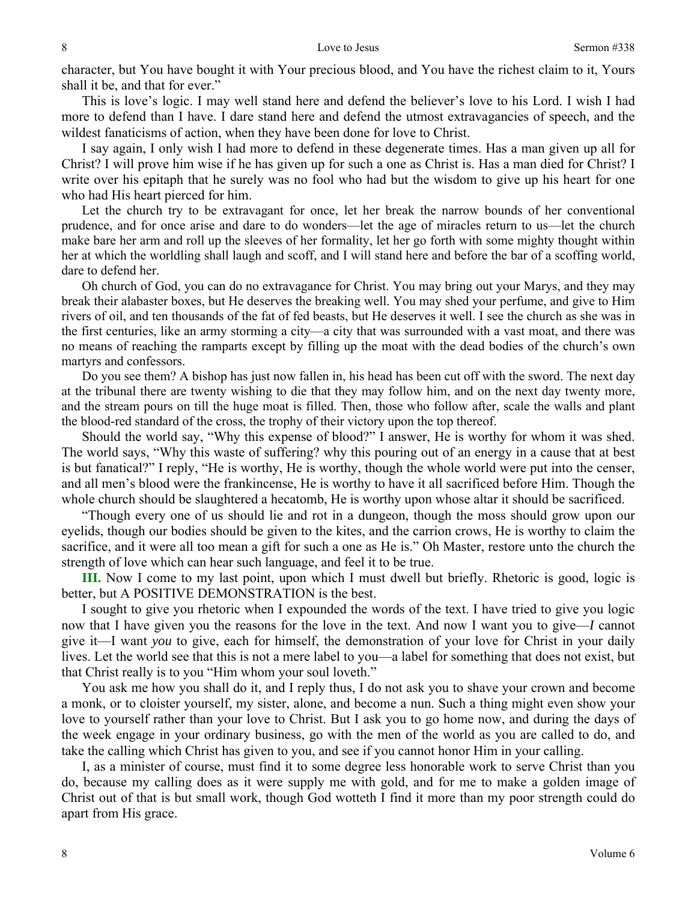character, but You have bought it with Your precious blood, and You have the richest claim to it, Yours shall it be, and that for ever."

This is love's logic. I may well stand here and defend the believer's love to his Lord. I wish I had more to defend than I have. I dare stand here and defend the utmost extravagancies of speech, and the wildest fanaticisms of action, when they have been done for love to Christ.

I say again, I only wish I had more to defend in these degenerate times. Has a man given up all for Christ? I will prove him wise if he has given up for such a one as Christ is. Has a man died for Christ? I write over his epitaph that he surely was no fool who had but the wisdom to give up his heart for one who had His heart pierced for him.

Let the church try to be extravagant for once, let her break the narrow bounds of her conventional prudence, and for once arise and dare to do wonders—let the age of miracles return to us—let the church make bare her arm and roll up the sleeves of her formality, let her go forth with some mighty thought within her at which the worldling shall laugh and scoff, and I will stand here and before the bar of a scoffing world, dare to defend her.

Oh church of God, you can do no extravagance for Christ. You may bring out your Marys, and they may break their alabaster boxes, but He deserves the breaking well. You may shed your perfume, and give to Him rivers of oil, and ten thousands of the fat of fed beasts, but He deserves it well. I see the church as she was in the first centuries, like an army storming a city—a city that was surrounded with a vast moat, and there was no means of reaching the ramparts except by filling up the moat with the dead bodies of the church's own martyrs and confessors.

Do you see them? A bishop has just now fallen in, his head has been cut off with the sword. The next day at the tribunal there are twenty wishing to die that they may follow him, and on the next day twenty more, and the stream pours on till the huge moat is filled. Then, those who follow after, scale the walls and plant the blood-red standard of the cross, the trophy of their victory upon the top thereof.

Should the world say, "Why this expense of blood?" I answer, He is worthy for whom it was shed. The world says, "Why this waste of suffering? why this pouring out of an energy in a cause that at best is but fanatical?" I reply, "He is worthy, He is worthy, though the whole world were put into the censer, and all men's blood were the frankincense, He is worthy to have it all sacrificed before Him. Though the whole church should be slaughtered a hecatomb, He is worthy upon whose altar it should be sacrificed.

"Though every one of us should lie and rot in a dungeon, though the moss should grow upon our eyelids, though our bodies should be given to the kites, and the carrion crows, He is worthy to claim the sacrifice, and it were all too mean a gift for such a one as He is." Oh Master, restore unto the church the strength of love which can hear such language, and feel it to be true.

**III.** Now I come to my last point, upon which I must dwell but briefly. Rhetoric is good, logic is better, but A POSITIVE DEMONSTRATION is the best.

I sought to give you rhetoric when I expounded the words of the text. I have tried to give you logic now that I have given you the reasons for the love in the text. And now I want you to give—*I* cannot give it—I want *you* to give, each for himself, the demonstration of your love for Christ in your daily lives. Let the world see that this is not a mere label to you—a label for something that does not exist, but that Christ really is to you "Him whom your soul loveth."

You ask me how you shall do it, and I reply thus, I do not ask you to shave your crown and become a monk, or to cloister yourself, my sister, alone, and become a nun. Such a thing might even show your love to yourself rather than your love to Christ. But I ask you to go home now, and during the days of the week engage in your ordinary business, go with the men of the world as you are called to do, and take the calling which Christ has given to you, and see if you cannot honor Him in your calling.

I, as a minister of course, must find it to some degree less honorable work to serve Christ than you do, because my calling does as it were supply me with gold, and for me to make a golden image of Christ out of that is but small work, though God wotteth I find it more than my poor strength could do apart from His grace.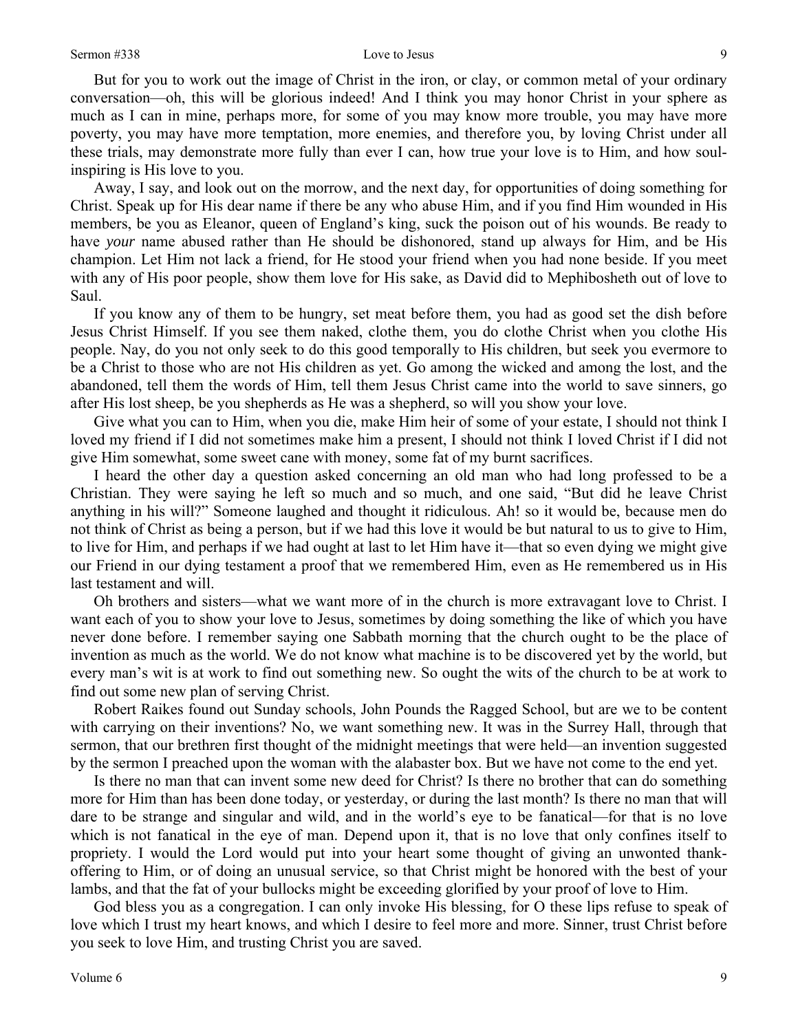But for you to work out the image of Christ in the iron, or clay, or common metal of your ordinary conversation—oh, this will be glorious indeed! And I think you may honor Christ in your sphere as much as I can in mine, perhaps more, for some of you may know more trouble, you may have more poverty, you may have more temptation, more enemies, and therefore you, by loving Christ under all these trials, may demonstrate more fully than ever I can, how true your love is to Him, and how soul-inspiring is His love to you.

Away, I say, and look out on the morrow, and the next day, for opportunities of doing something for Christ. Speak up for His dear name if there be any who abuse Him, and if you find Him wounded in His members, be you as Eleanor, queen of England's king, suck the poison out of his wounds. Be ready to have *your* name abused rather than He should be dishonored, stand up always for Him, and be His champion. Let Him not lack a friend, for He stood your friend when you had none beside. If you meet with any of His poor people, show them love for His sake, as David did to Mephibosheth out of love to Saul.

If you know any of them to be hungry, set meat before them, you had as good set the dish before Jesus Christ Himself. If you see them naked, clothe them, you do clothe Christ when you clothe His people. Nay, do you not only seek to do this good temporally to His children, but seek you evermore to be a Christ to those who are not His children as yet. Go among the wicked and among the lost, and the abandoned, tell them the words of Him, tell them Jesus Christ came into the world to save sinners, go after His lost sheep, be you shepherds as He was a shepherd, so will you show your love.

Give what you can to Him, when you die, make Him heir of some of your estate, I should not think I loved my friend if I did not sometimes make him a present, I should not think I loved Christ if I did not give Him somewhat, some sweet cane with money, some fat of my burnt sacrifices.

I heard the other day a question asked concerning an old man who had long professed to be a Christian. They were saying he left so much and so much, and one said, "But did he leave Christ anything in his will?" Someone laughed and thought it ridiculous. Ah! so it would be, because men do not think of Christ as being a person, but if we had this love it would be but natural to us to give to Him, to live for Him, and perhaps if we had ought at last to let Him have it—that so even dying we might give our Friend in our dying testament a proof that we remembered Him, even as He remembered us in His last testament and will.

Oh brothers and sisters—what we want more of in the church is more extravagant love to Christ. I want each of you to show your love to Jesus, sometimes by doing something the like of which you have never done before. I remember saying one Sabbath morning that the church ought to be the place of invention as much as the world. We do not know what machine is to be discovered yet by the world, but every man's wit is at work to find out something new. So ought the wits of the church to be at work to find out some new plan of serving Christ.

Robert Raikes found out Sunday schools, John Pounds the Ragged School, but are we to be content with carrying on their inventions? No, we want something new. It was in the Surrey Hall, through that sermon, that our brethren first thought of the midnight meetings that were held—an invention suggested by the sermon I preached upon the woman with the alabaster box. But we have not come to the end yet.

Is there no man that can invent some new deed for Christ? Is there no brother that can do something more for Him than has been done today, or yesterday, or during the last month? Is there no man that will dare to be strange and singular and wild, and in the world's eye to be fanatical—for that is no love which is not fanatical in the eye of man. Depend upon it, that is no love that only confines itself to propriety. I would the Lord would put into your heart some thought of giving an unwonted thank-offering to Him, or of doing an unusual service, so that Christ might be honored with the best of your lambs, and that the fat of your bullocks might be exceeding glorified by your proof of love to Him.

God bless you as a congregation. I can only invoke His blessing, for O these lips refuse to speak of love which I trust my heart knows, and which I desire to feel more and more. Sinner, trust Christ before you seek to love Him, and trusting Christ you are saved.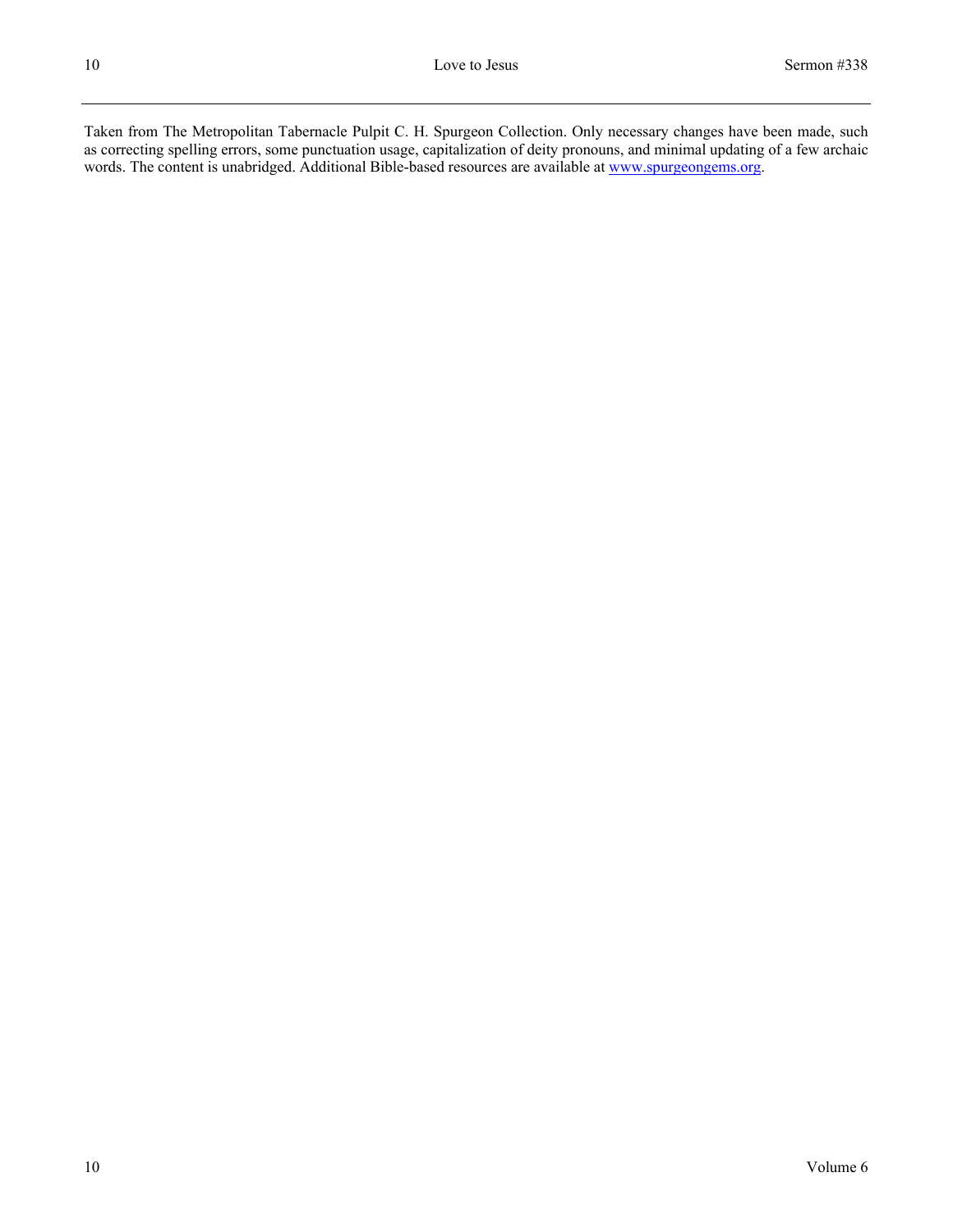Taken from The Metropolitan Tabernacle Pulpit C. H. Spurgeon Collection. Only necessary changes have been made, such as correcting spelling errors, some punctuation usage, capitalization of deity pronouns, and minimal updating of a few archaic words. The content is unabridged. Additional Bible-based resources are available at [www.spurgeongems.org](http://www.spurgeongems.org).